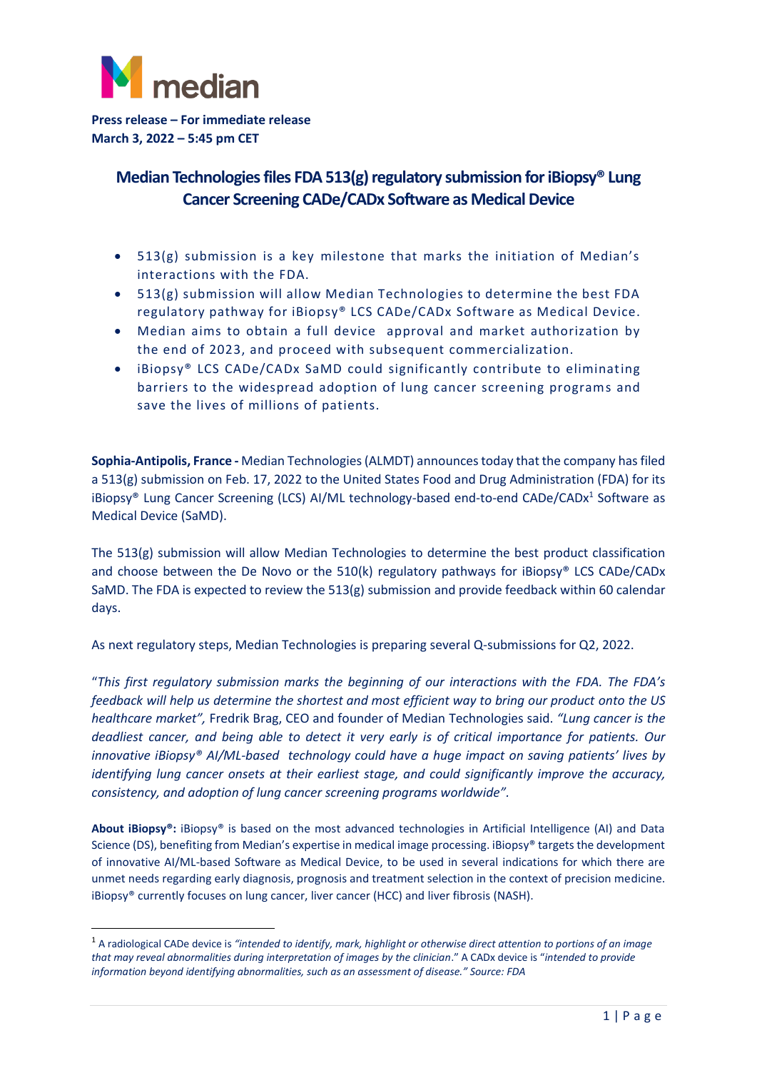**Press release – For immediate release**
**March 3, 2022 – 5:45 pm CET**

# Median Technologies files FDA 513(g) regulatory submission for iBiopsy® Lung Cancer Screening CADe/CADx Software as Medical Device

- 513(g) submission is a key milestone that marks the initiation of Median's interactions with the FDA.
- 513(g) submission will allow Median Technologies to determine the best FDA regulatory pathway for iBiopsy® LCS CADe/CADx Software as Medical Device.
- Median aims to obtain a full device approval and market authorization by the end of 2023, and proceed with subsequent commercialization.
- iBiopsy® LCS CADe/CADx SaMD could significantly contribute to eliminating barriers to the widespread adoption of lung cancer screening programs and save the lives of millions of patients.

**Sophia-Antipolis, France -** Median Technologies (ALMDT) announces today that the company has filed a 513(g) submission on Feb. 17, 2022 to the United States Food and Drug Administration (FDA) for its iBiopsy® Lung Cancer Screening (LCS) AI/ML technology-based end-to-end CADe/CADx[1] Software as Medical Device (SaMD).

The 513(g) submission will allow Median Technologies to determine the best product classification and choose between the De Novo or the 510(k) regulatory pathways for iBiopsy® LCS CADe/CADx SaMD. The FDA is expected to review the 513(g) submission and provide feedback within 60 calendar days.

As next regulatory steps, Median Technologies is preparing several Q-submissions for Q2, 2022.

"*This first regulatory submission marks the beginning of our interactions with the FDA. The FDA's feedback will help us determine the shortest and most efficient way to bring our product onto the US healthcare market",* Fredrik Brag, CEO and founder of Median Technologies said. *"Lung cancer is the deadliest cancer, and being able to detect it very early is of critical importance for patients. Our innovative iBiopsy® AI/ML-based technology could have a huge impact on saving patients' lives by identifying lung cancer onsets at their earliest stage, and could significantly improve the accuracy, consistency, and adoption of lung cancer screening programs worldwide"*.

**About iBiopsy®:** iBiopsy® is based on the most advanced technologies in Artificial Intelligence (AI) and Data Science (DS), benefiting from Median's expertise in medical image processing. iBiopsy® targets the development of innovative AI/ML-based Software as Medical Device, to be used in several indications for which there are unmet needs regarding early diagnosis, prognosis and treatment selection in the context of precision medicine. iBiopsy® currently focuses on lung cancer, liver cancer (HCC) and liver fibrosis (NASH).

---

[1] A radiological CADe device is *"intended to identify, mark, highlight or otherwise direct attention to portions of an image that may reveal abnormalities during interpretation of images by the clinician*." A CADx device is "*intended to provide information beyond identifying abnormalities, such as an assessment of disease." Source: FDA*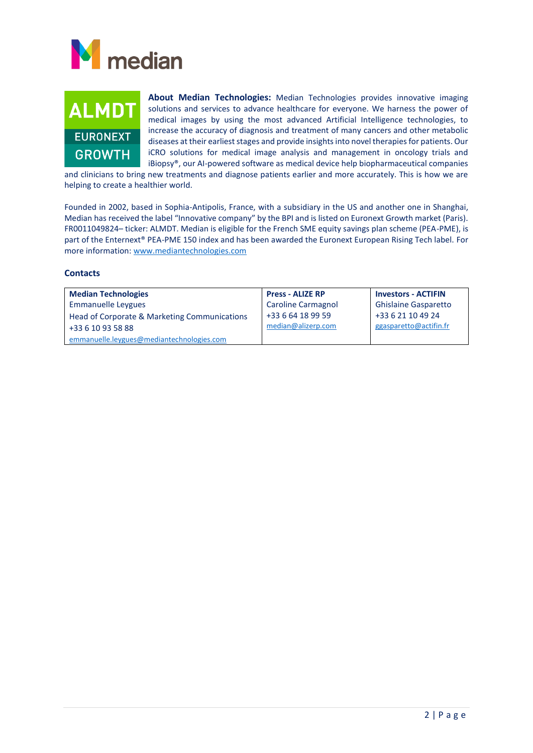ALMDT
EURONEXT
GROWTH

**About Median Technologies:** Median Technologies provides innovative imaging solutions and services to advance healthcare for everyone. We harness the power of medical images by using the most advanced Artificial Intelligence technologies, to increase the accuracy of diagnosis and treatment of many cancers and other metabolic diseases at their earliest stages and provide insights into novel therapies for patients. Our iCRO solutions for medical image analysis and management in oncology trials and iBiopsy®, our AI-powered software as medical device help biopharmaceutical companies and clinicians to bring new treatments and diagnose patients earlier and more accurately. This is how we are helping to create a healthier world.

Founded in 2002, based in Sophia-Antipolis, France, with a subsidiary in the US and another one in Shanghai, Median has received the label "Innovative company" by the BPI and is listed on Euronext Growth market (Paris). FR0011049824– ticker: ALMDT. Median is eligible for the French SME equity savings plan scheme (PEA-PME), is part of the Enternext® PEA-PME 150 index and has been awarded the Euronext European Rising Tech label. For more information: www.mediantechnologies.com

**Contacts**

| **Median Technologies** | **Press - ALIZE RP** | **Investors - ACTIFIN** |
|---|---|---|
| Emmanuelle Leygues<br>Head of Corporate & Marketing Communications<br>+33 6 10 93 58 88<br>emmanuelle.leygues@mediantechnologies.com | Caroline Carmagnol<br>+33 6 64 18 99 59<br>median@alizerp.com | Ghislaine Gasparetto<br>+33 6 21 10 49 24<br>ggasparetto@actifin.fr |